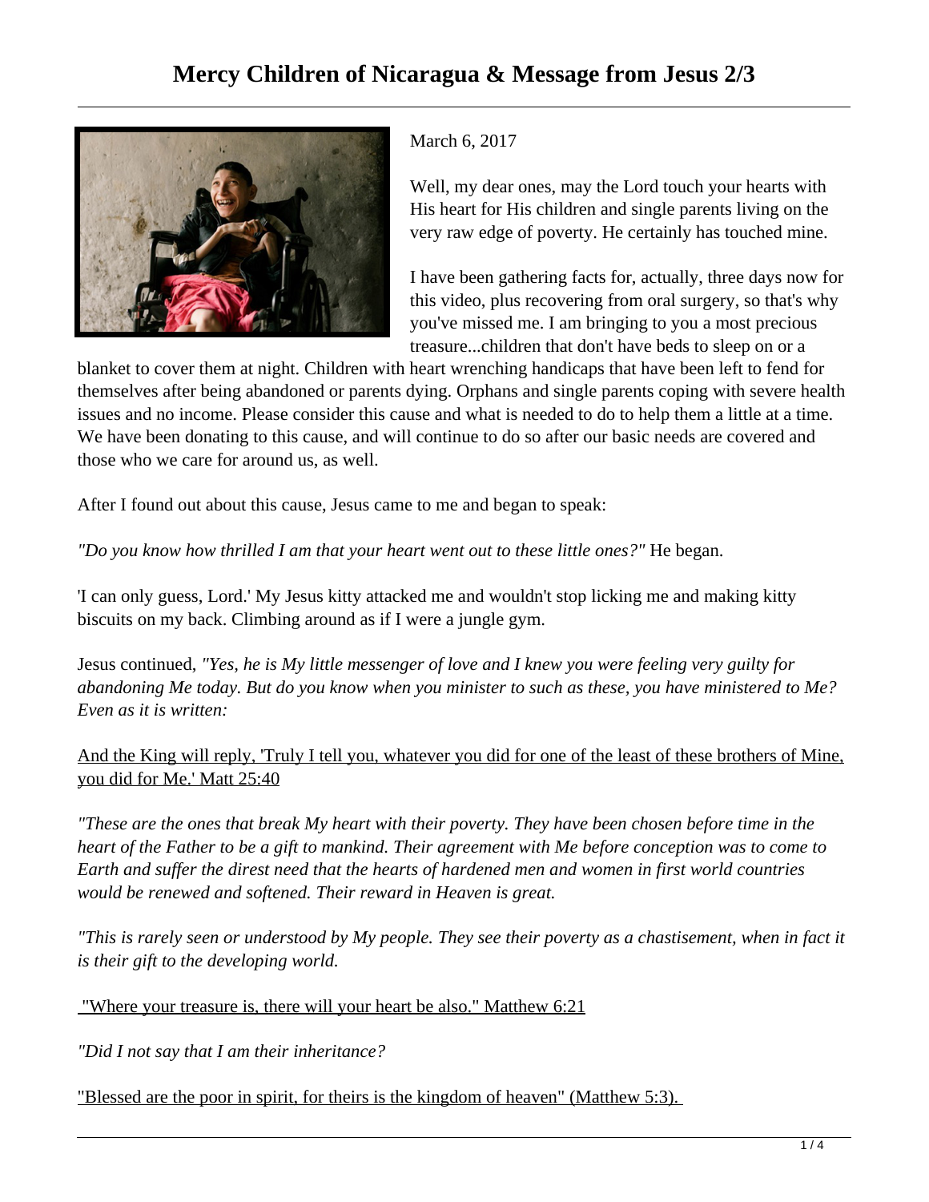# Mercy Children of Nicaragua & Message from Jesus 2/3

March 6, 2017

Well, my dear ones, may the Lord touch your hearts with His heart for His children and single parents living on the very raw edge of poverty. He certainly has touched mine.

I have been gathering facts for, actually, three days now for this video, plus recovering from oral surgery, so that's why you've missed me. I am bringing to you a most precious treasure...children that don't have beds to sleep on or a blanket to cover them at night. Children with heart wrenching handicaps that have been left to fend for themselves after being abandoned or parents dying. Orphans and single parents coping with severe health issues and no income. Please consider this cause and what is needed to do to help them a little at a time. We have been donating to this cause, and will continue to do so after our basic needs are covered and those who we care for around us, as well.

After I found out about this cause, Jesus came to me and began to speak:

*"Do you know how thrilled I am that your heart went out to these little ones?"* He began.

'I can only guess, Lord.' My Jesus kitty attacked me and wouldn't stop licking me and making kitty biscuits on my back. Climbing around as if I were a jungle gym.

Jesus continued, *"Yes, he is My little messenger of love and I knew you were feeling very guilty for abandoning Me today. But do you know when you minister to such as these, you have ministered to Me? Even as it is written:*

<u>And the King will reply, 'Truly I tell you, whatever you did for one of the least of these brothers of Mine, you did for Me.' Matt 25:40</u>

*"These are the ones that break My heart with their poverty. They have been chosen before time in the heart of the Father to be a gift to mankind. Their agreement with Me before conception was to come to Earth and suffer the direst need that the hearts of hardened men and women in first world countries would be renewed and softened. Their reward in Heaven is great.*

*"This is rarely seen or understood by My people. They see their poverty as a chastisement, when in fact it is their gift to the developing world.*

<u>"Where your treasure is, there will your heart be also." Matthew 6:21</u>

*"Did I not say that I am their inheritance?*

<u>"Blessed are the poor in spirit, for theirs is the kingdom of heaven" (Matthew 5:3).</u>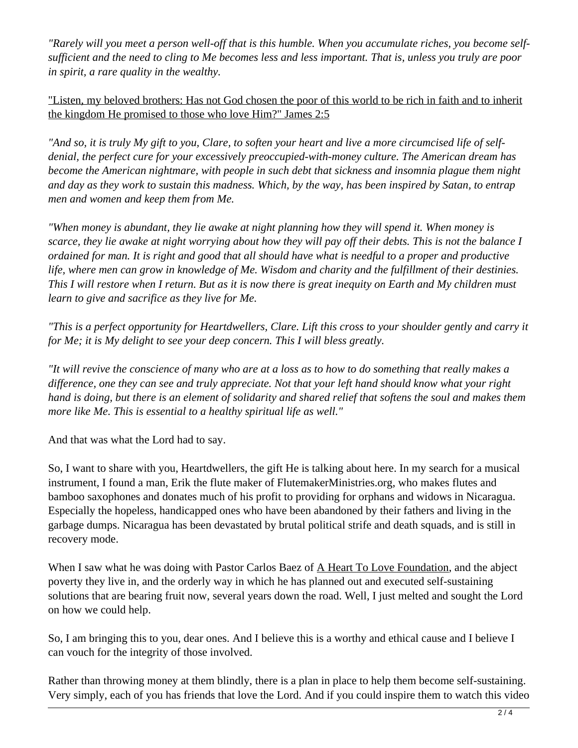*"Rarely will you meet a person well-off that is this humble. When you accumulate riches, you become self-sufficient and the need to cling to Me becomes less and less important. That is, unless you truly are poor in spirit, a rare quality in the wealthy.*

<u>"Listen, my beloved brothers: Has not God chosen the poor of this world to be rich in faith and to inherit the kingdom He promised to those who love Him?" James 2:5</u>

*"And so, it is truly My gift to you, Clare, to soften your heart and live a more circumcised life of self-denial, the perfect cure for your excessively preoccupied-with-money culture. The American dream has become the American nightmare, with people in such debt that sickness and insomnia plague them night and day as they work to sustain this madness. Which, by the way, has been inspired by Satan, to entrap men and women and keep them from Me.*

*"When money is abundant, they lie awake at night planning how they will spend it. When money is scarce, they lie awake at night worrying about how they will pay off their debts. This is not the balance I ordained for man. It is right and good that all should have what is needful to a proper and productive life, where men can grow in knowledge of Me. Wisdom and charity and the fulfillment of their destinies. This I will restore when I return. But as it is now there is great inequity on Earth and My children must learn to give and sacrifice as they live for Me.*

*"This is a perfect opportunity for Heartdwellers, Clare. Lift this cross to your shoulder gently and carry it for Me; it is My delight to see your deep concern. This I will bless greatly.*

*"It will revive the conscience of many who are at a loss as to how to do something that really makes a difference, one they can see and truly appreciate. Not that your left hand should know what your right hand is doing, but there is an element of solidarity and shared relief that softens the soul and makes them more like Me. This is essential to a healthy spiritual life as well."*

And that was what the Lord had to say.

So, I want to share with you, Heartdwellers, the gift He is talking about here. In my search for a musical instrument, I found a man, Erik the flute maker of FlutemakerMinistries.org, who makes flutes and bamboo saxophones and donates much of his profit to providing for orphans and widows in Nicaragua. Especially the hopeless, handicapped ones who have been abandoned by their fathers and living in the garbage dumps. Nicaragua has been devastated by brutal political strife and death squads, and is still in recovery mode.

When I saw what he was doing with Pastor Carlos Baez of <u>A Heart To Love Foundation</u>, and the abject poverty they live in, and the orderly way in which he has planned out and executed self-sustaining solutions that are bearing fruit now, several years down the road. Well, I just melted and sought the Lord on how we could help.

So, I am bringing this to you, dear ones. And I believe this is a worthy and ethical cause and I believe I can vouch for the integrity of those involved.

Rather than throwing money at them blindly, there is a plan in place to help them become self-sustaining. Very simply, each of you has friends that love the Lord. And if you could inspire them to watch this video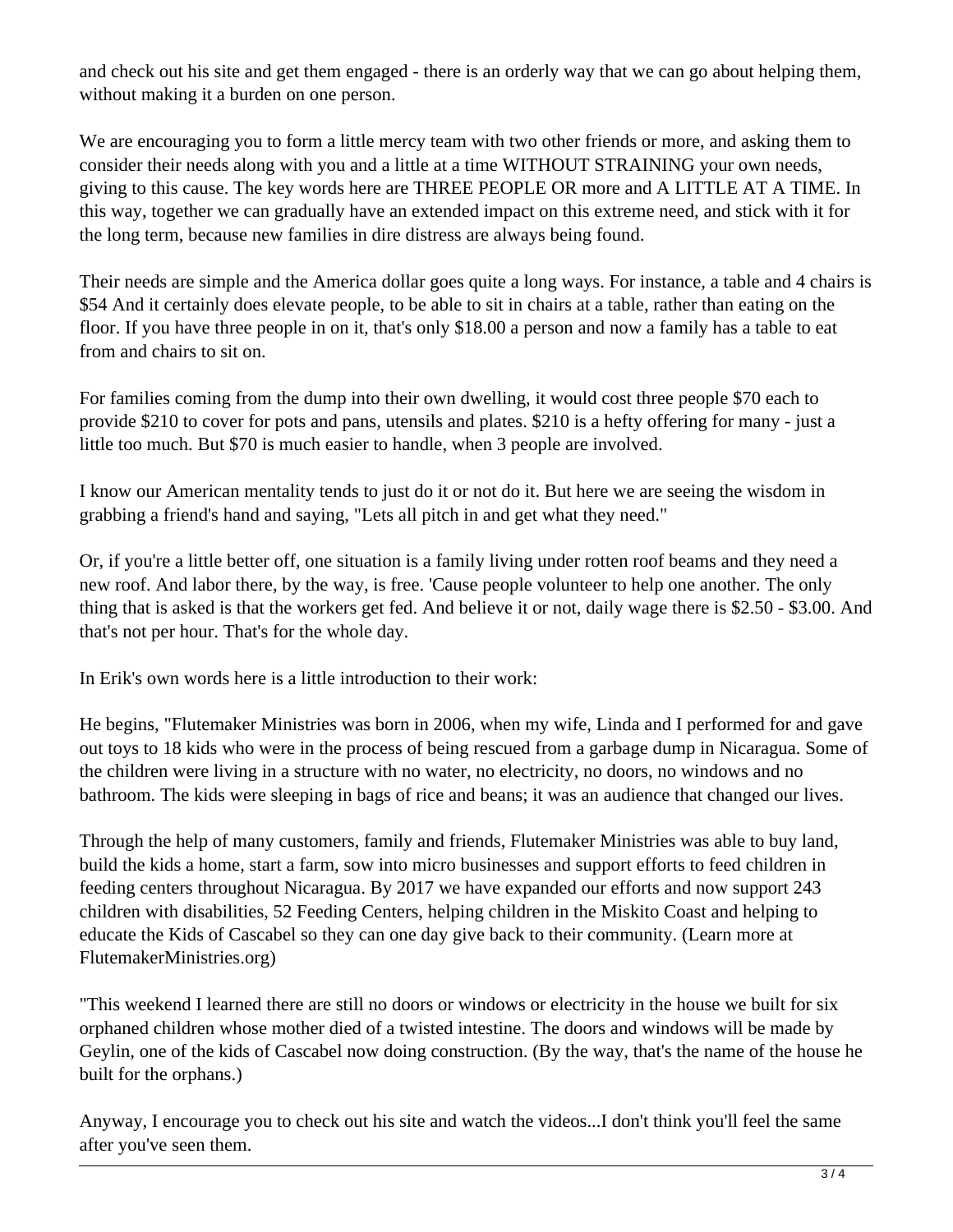and check out his site and get them engaged - there is an orderly way that we can go about helping them, without making it a burden on one person.

We are encouraging you to form a little mercy team with two other friends or more, and asking them to consider their needs along with you and a little at a time WITHOUT STRAINING your own needs, giving to this cause. The key words here are THREE PEOPLE OR more and A LITTLE AT A TIME. In this way, together we can gradually have an extended impact on this extreme need, and stick with it for the long term, because new families in dire distress are always being found.

Their needs are simple and the America dollar goes quite a long ways. For instance, a table and 4 chairs is $54 And it certainly does elevate people, to be able to sit in chairs at a table, rather than eating on the floor. If you have three people in on it, that's only $18.00 a person and now a family has a table to eat from and chairs to sit on.

For families coming from the dump into their own dwelling, it would cost three people $70 each to provide $210 to cover for pots and pans, utensils and plates. $210 is a hefty offering for many - just a little too much. But $70 is much easier to handle, when 3 people are involved.

I know our American mentality tends to just do it or not do it. But here we are seeing the wisdom in grabbing a friend's hand and saying, "Lets all pitch in and get what they need."

Or, if you're a little better off, one situation is a family living under rotten roof beams and they need a new roof. And labor there, by the way, is free. 'Cause people volunteer to help one another. The only thing that is asked is that the workers get fed. And believe it or not, daily wage there is $2.50 - $3.00. And that's not per hour. That's for the whole day.

In Erik's own words here is a little introduction to their work:

He begins, "Flutemaker Ministries was born in 2006, when my wife, Linda and I performed for and gave out toys to 18 kids who were in the process of being rescued from a garbage dump in Nicaragua. Some of the children were living in a structure with no water, no electricity, no doors, no windows and no bathroom. The kids were sleeping in bags of rice and beans; it was an audience that changed our lives.

Through the help of many customers, family and friends, Flutemaker Ministries was able to buy land, build the kids a home, start a farm, sow into micro businesses and support efforts to feed children in feeding centers throughout Nicaragua. By 2017 we have expanded our efforts and now support 243 children with disabilities, 52 Feeding Centers, helping children in the Miskito Coast and helping to educate the Kids of Cascabel so they can one day give back to their community. (Learn more at FlutemakerMinistries.org)

"This weekend I learned there are still no doors or windows or electricity in the house we built for six orphaned children whose mother died of a twisted intestine. The doors and windows will be made by Geylin, one of the kids of Cascabel now doing construction. (By the way, that's the name of the house he built for the orphans.)

Anyway, I encourage you to check out his site and watch the videos...I don't think you'll feel the same after you've seen them.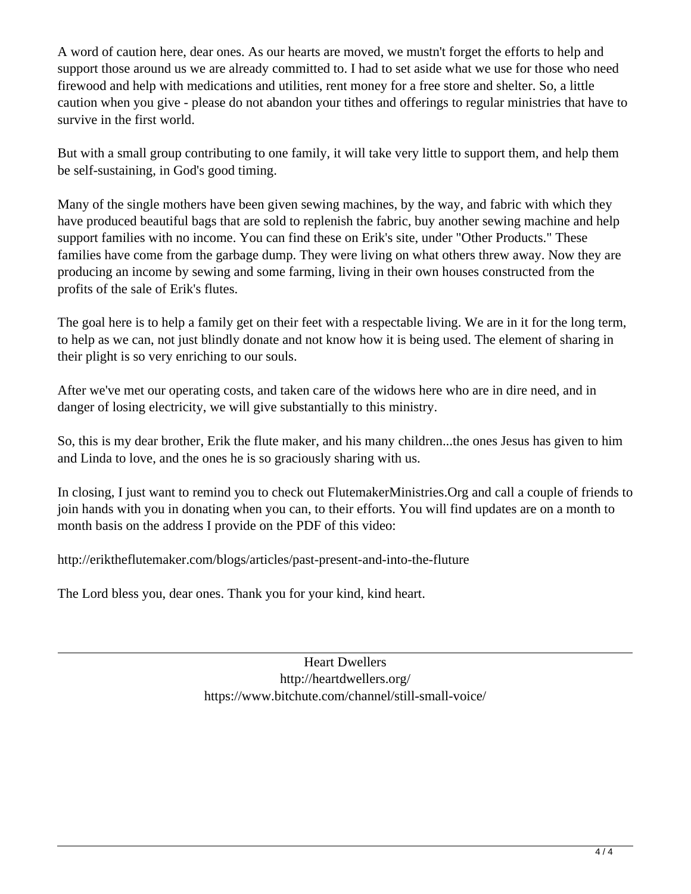A word of caution here, dear ones. As our hearts are moved, we mustn't forget the efforts to help and support those around us we are already committed to. I had to set aside what we use for those who need firewood and help with medications and utilities, rent money for a free store and shelter. So, a little caution when you give - please do not abandon your tithes and offerings to regular ministries that have to survive in the first world.

But with a small group contributing to one family, it will take very little to support them, and help them be self-sustaining, in God's good timing.

Many of the single mothers have been given sewing machines, by the way, and fabric with which they have produced beautiful bags that are sold to replenish the fabric, buy another sewing machine and help support families with no income. You can find these on Erik's site, under "Other Products." These families have come from the garbage dump. They were living on what others threw away. Now they are producing an income by sewing and some farming, living in their own houses constructed from the profits of the sale of Erik's flutes.

The goal here is to help a family get on their feet with a respectable living. We are in it for the long term, to help as we can, not just blindly donate and not know how it is being used. The element of sharing in their plight is so very enriching to our souls.

After we've met our operating costs, and taken care of the widows here who are in dire need, and in danger of losing electricity, we will give substantially to this ministry.

So, this is my dear brother, Erik the flute maker, and his many children...the ones Jesus has given to him and Linda to love, and the ones he is so graciously sharing with us.

In closing, I just want to remind you to check out FlutemakerMinistries.Org and call a couple of friends to join hands with you in donating when you can, to their efforts. You will find updates are on a month to month basis on the address I provide on the PDF of this video:

http://eriktheflutemaker.com/blogs/articles/past-present-and-into-the-fluture

The Lord bless you, dear ones. Thank you for your kind, kind heart.

---

Heart Dwellers
http://heartdwellers.org/
https://www.bitchute.com/channel/still-small-voice/